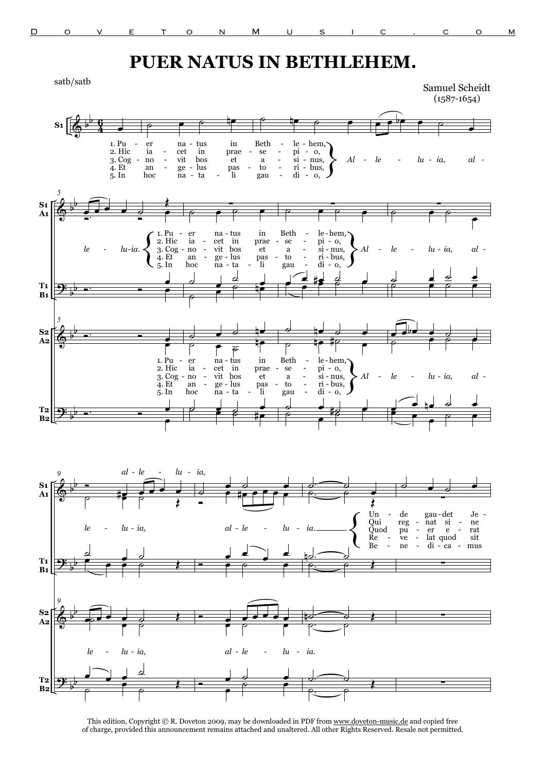# PUER NATUS IN BETHLEHEM.

satb/satb

Samuel Scheidt
(1587-1654)

1. Puer natus in Bethlehem,
2. Hic iacet in praesepio,
3. Cognovit bos et asinus,
4. Et angelus pastoribus,
5. In hoc natali gaudio,

*Alleluia, alleluia.*

*alleluia, alleluia.*

Unde gaudet Je-
Qui regnat sine
Quod puer erat
Revelat quod sit
Benedicamus

This edition, Copyright © R. Doveton 2009, may be downloaded in PDF from www.doveton-music.de and copied free of charge, provided this announcement remains attached and unaltered. All other Rights Reserved. Resale not permitted.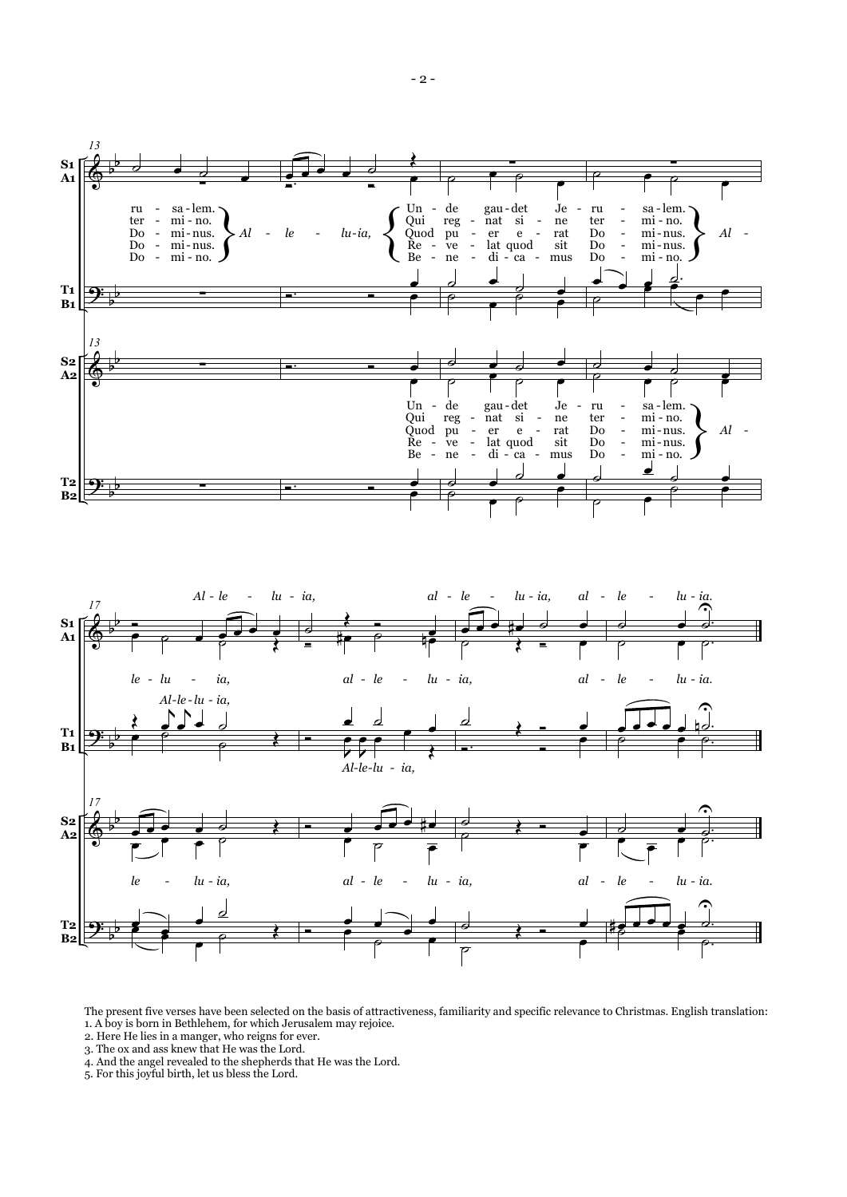The present five verses have been selected on the basis of attractiveness, familiarity and specific relevance to Christmas. English translation:

1. A boy is born in Bethlehem, for which Jerusalem may rejoice.
2. Here He lies in a manger, who reigns for ever.
3. The ox and ass knew that He was the Lord.
4. And the angel revealed to the shepherds that He was the Lord.
5. For this joyful birth, let us bless the Lord.